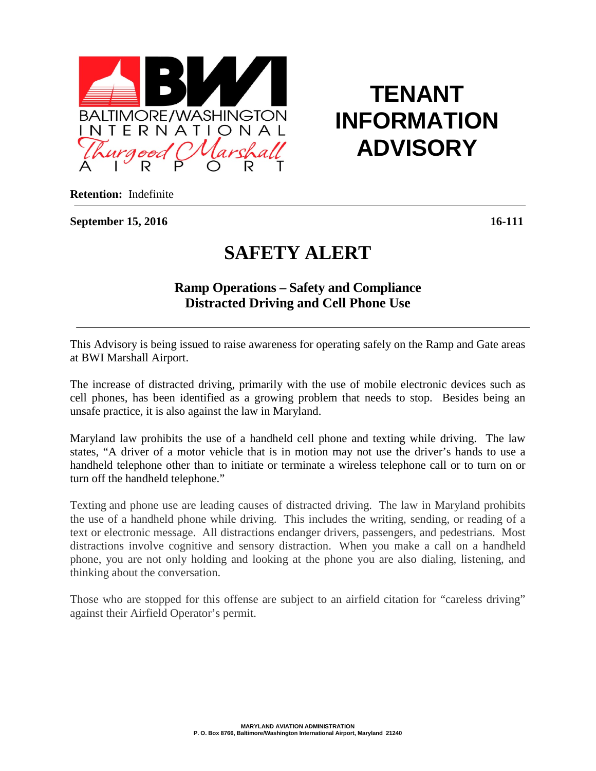BALTIMORE/WASHINGTON INTERNATIONAL Thurgood Marshall AIRPORT

# TENANT INFORMATION ADVISORY

**Retention:** Indefinite

**September 15, 2016** **16-111**

# SAFETY ALERT

## Ramp Operations – Safety and Compliance
## Distracted Driving and Cell Phone Use

This Advisory is being issued to raise awareness for operating safely on the Ramp and Gate areas at BWI Marshall Airport.

The increase of distracted driving, primarily with the use of mobile electronic devices such as cell phones, has been identified as a growing problem that needs to stop. Besides being an unsafe practice, it is also against the law in Maryland.

Maryland law prohibits the use of a handheld cell phone and texting while driving. The law states, "A driver of a motor vehicle that is in motion may not use the driver's hands to use a handheld telephone other than to initiate or terminate a wireless telephone call or to turn on or turn off the handheld telephone."

Texting and phone use are leading causes of distracted driving. The law in Maryland prohibits the use of a handheld phone while driving. This includes the writing, sending, or reading of a text or electronic message. All distractions endanger drivers, passengers, and pedestrians. Most distractions involve cognitive and sensory distraction. When you make a call on a handheld phone, you are not only holding and looking at the phone you are also dialing, listening, and thinking about the conversation.

Those who are stopped for this offense are subject to an airfield citation for "careless driving" against their Airfield Operator's permit.

MARYLAND AVIATION ADMINISTRATION
P. O. Box 8766, Baltimore/Washington International Airport, Maryland 21240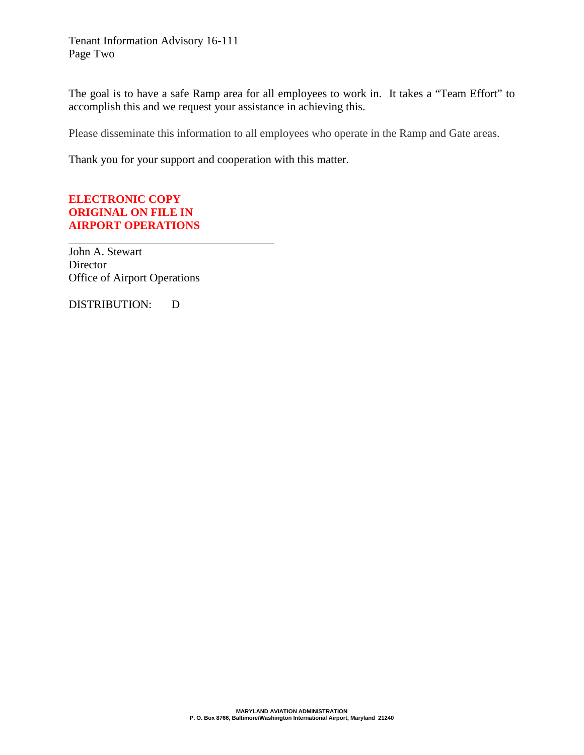The goal is to have a safe Ramp area for all employees to work in. It takes a "Team Effort" to accomplish this and we request your assistance in achieving this.

Please disseminate this information to all employees who operate in the Ramp and Gate areas.

Thank you for your support and cooperation with this matter.

**ELECTRONIC COPY**
**ORIGINAL ON FILE IN**
**AIRPORT OPERATIONS**

John A. Stewart
Director
Office of Airport Operations

DISTRIBUTION: D